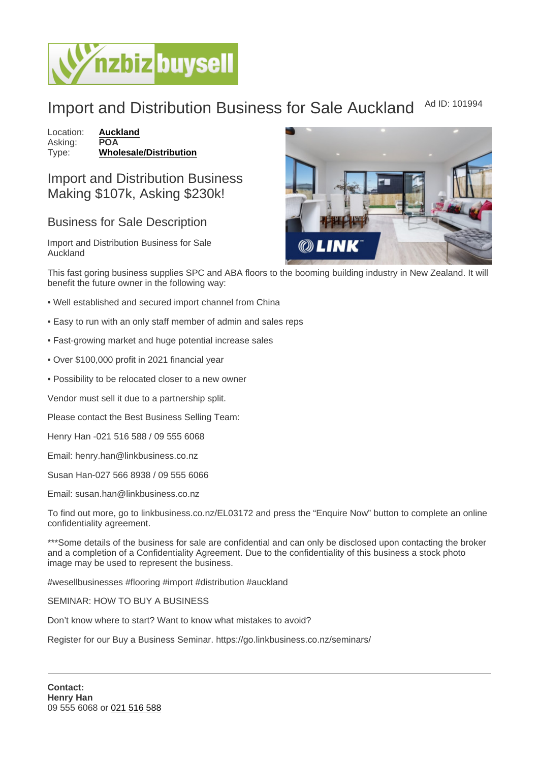# Import and Distribution Business for Sale Auckland

Ad ID: 101994

Location: **Auckland**
Asking: **POA**
Type: **Wholesale/Distribution**

## Import and Distribution Business Making $107k, Asking $230k!

### Business for Sale Description

Import and Distribution Business for Sale Auckland

This fast goring business supplies SPC and ABA floors to the booming building industry in New Zealand. It will benefit the future owner in the following way:

• Well established and secured import channel from China

• Easy to run with an only staff member of admin and sales reps

• Fast-growing market and huge potential increase sales

• Over $100,000 profit in 2021 financial year

• Possibility to be relocated closer to a new owner

Vendor must sell it due to a partnership split.

Please contact the Best Business Selling Team:

Henry Han -021 516 588 / 09 555 6068

Email: henry.han@linkbusiness.co.nz

Susan Han-027 566 8938 / 09 555 6066

Email: susan.han@linkbusiness.co.nz

To find out more, go to linkbusiness.co.nz/EL03172 and press the “Enquire Now” button to complete an online confidentiality agreement.

***Some details of the business for sale are confidential and can only be disclosed upon contacting the broker and a completion of a Confidentiality Agreement. Due to the confidentiality of this business a stock photo image may be used to represent the business.

#wesellbusinesses #flooring #import #distribution #auckland

SEMINAR: HOW TO BUY A BUSINESS

Don’t know where to start? Want to know what mistakes to avoid?

Register for our Buy a Business Seminar. https://go.linkbusiness.co.nz/seminars/

---

**Contact:**
**Henry Han**
09 555 6068 or 021 516 588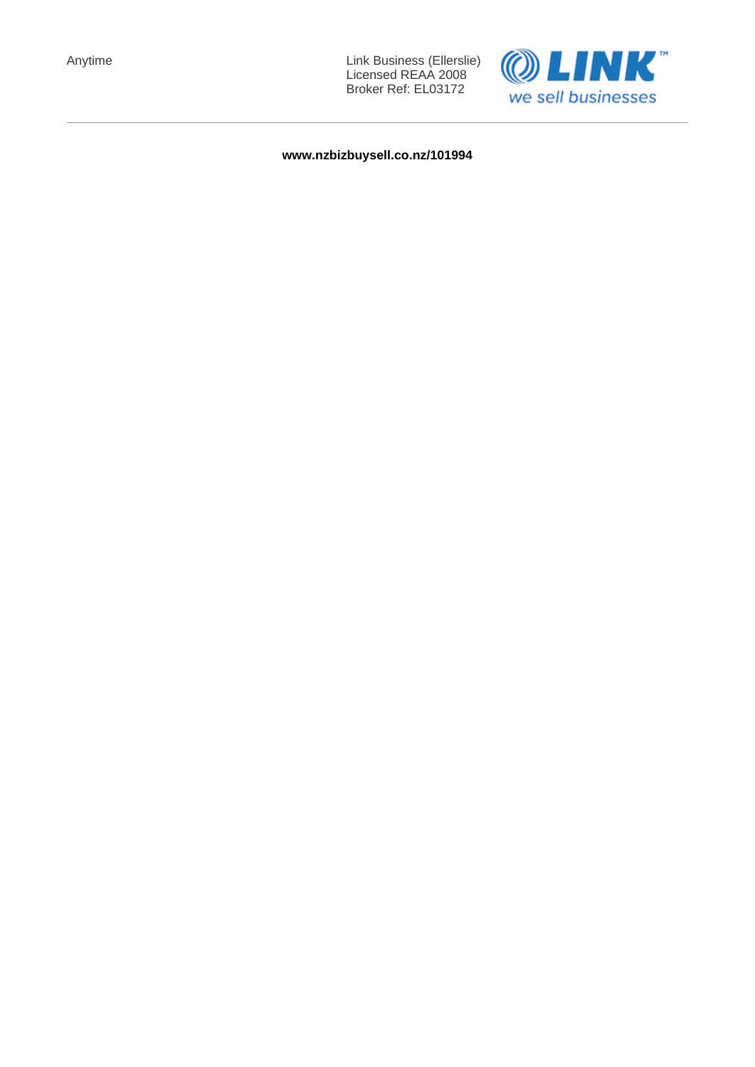**www.nzbizbuysell.co.nz/101994**